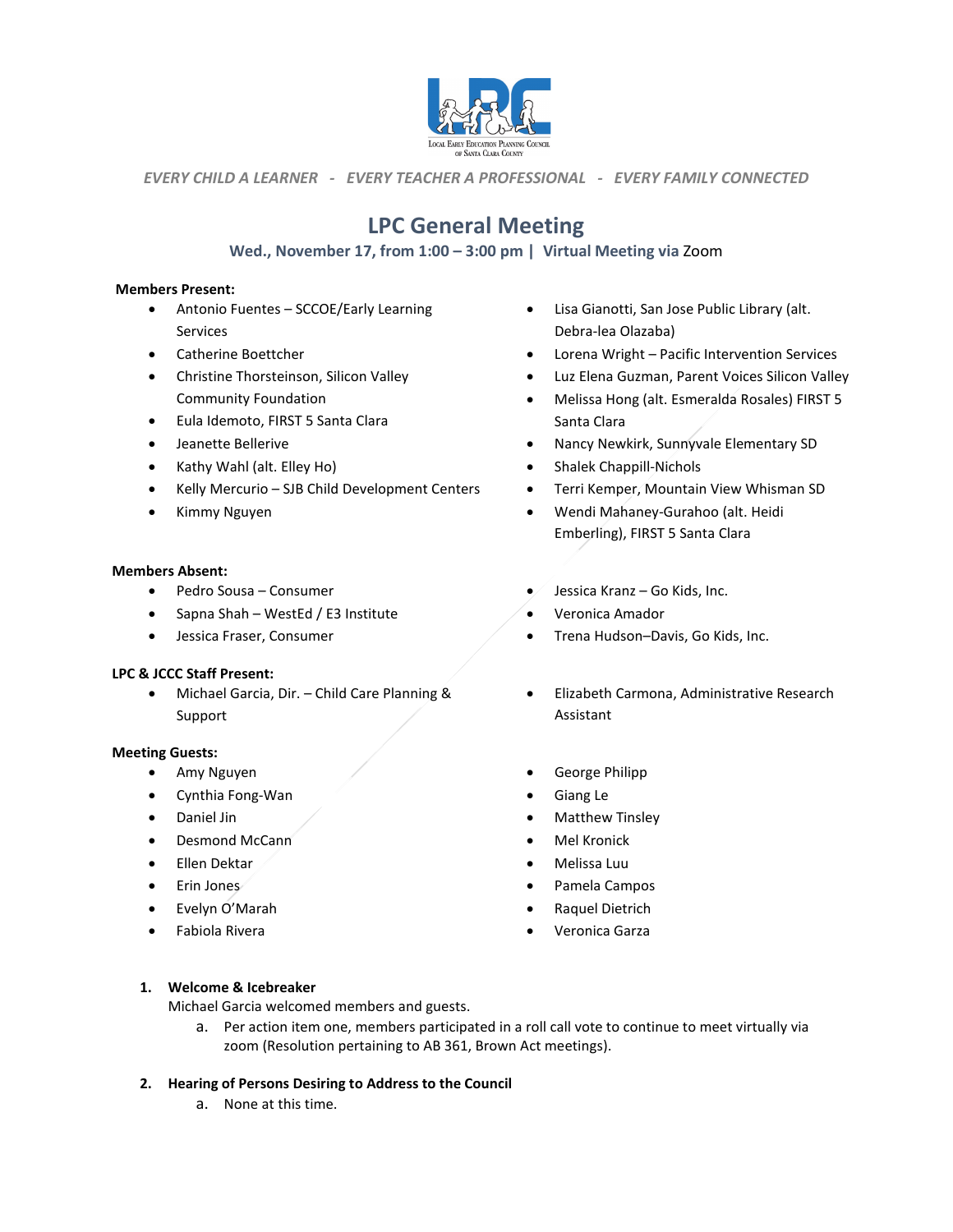LOCAL EARLY EDUCATION PLANNING COUNCIL OF SANTA CLARA COUNTY

*EVERY CHILD A LEARNER - EVERY TEACHER A PROFESSIONAL - EVERY FAMILY CONNECTED*

# LPC General Meeting

**Wed., November 17, from 1:00 – 3:00 pm | Virtual Meeting via** Zoom

**Members Present:**

- Antonio Fuentes – SCCOE/Early Learning Services
- Catherine Boettcher
- Christine Thorsteinson, Silicon Valley Community Foundation
- Eula Idemoto, FIRST 5 Santa Clara
- Jeanette Bellerive
- Kathy Wahl (alt. Elley Ho)
- Kelly Mercurio – SJB Child Development Centers
- Kimmy Nguyen
- Lisa Gianotti, San Jose Public Library (alt. Debra-lea Olazaba)
- Lorena Wright – Pacific Intervention Services
- Luz Elena Guzman, Parent Voices Silicon Valley
- Melissa Hong (alt. Esmeralda Rosales) FIRST 5 Santa Clara
- Nancy Newkirk, Sunnyvale Elementary SD
- Shalek Chappill-Nichols
- Terri Kemper, Mountain View Whisman SD
- Wendi Mahaney-Gurahoo (alt. Heidi Emberling), FIRST 5 Santa Clara

**Members Absent:**

- Pedro Sousa – Consumer
- Sapna Shah – WestEd / E3 Institute
- Jessica Fraser, Consumer
- Jessica Kranz – Go Kids, Inc.
- Veronica Amador
- Trena Hudson–Davis, Go Kids, Inc.

**LPC & JCCC Staff Present:**

- Michael Garcia, Dir. – Child Care Planning & Support
- Elizabeth Carmona, Administrative Research Assistant

**Meeting Guests:**

- Amy Nguyen
- Cynthia Fong-Wan
- Daniel Jin
- Desmond McCann
- Ellen Dektar
- Erin Jones
- Evelyn O'Marah
- Fabiola Rivera
- George Philipp
- Giang Le
- Matthew Tinsley
- Mel Kronick
- Melissa Luu
- Pamela Campos
- Raquel Dietrich
- Veronica Garza

1. **Welcome & Icebreaker**
   Michael Garcia welcomed members and guests.
   a. Per action item one, members participated in a roll call vote to continue to meet virtually via zoom (Resolution pertaining to AB 361, Brown Act meetings).

2. **Hearing of Persons Desiring to Address to the Council**
   a. None at this time.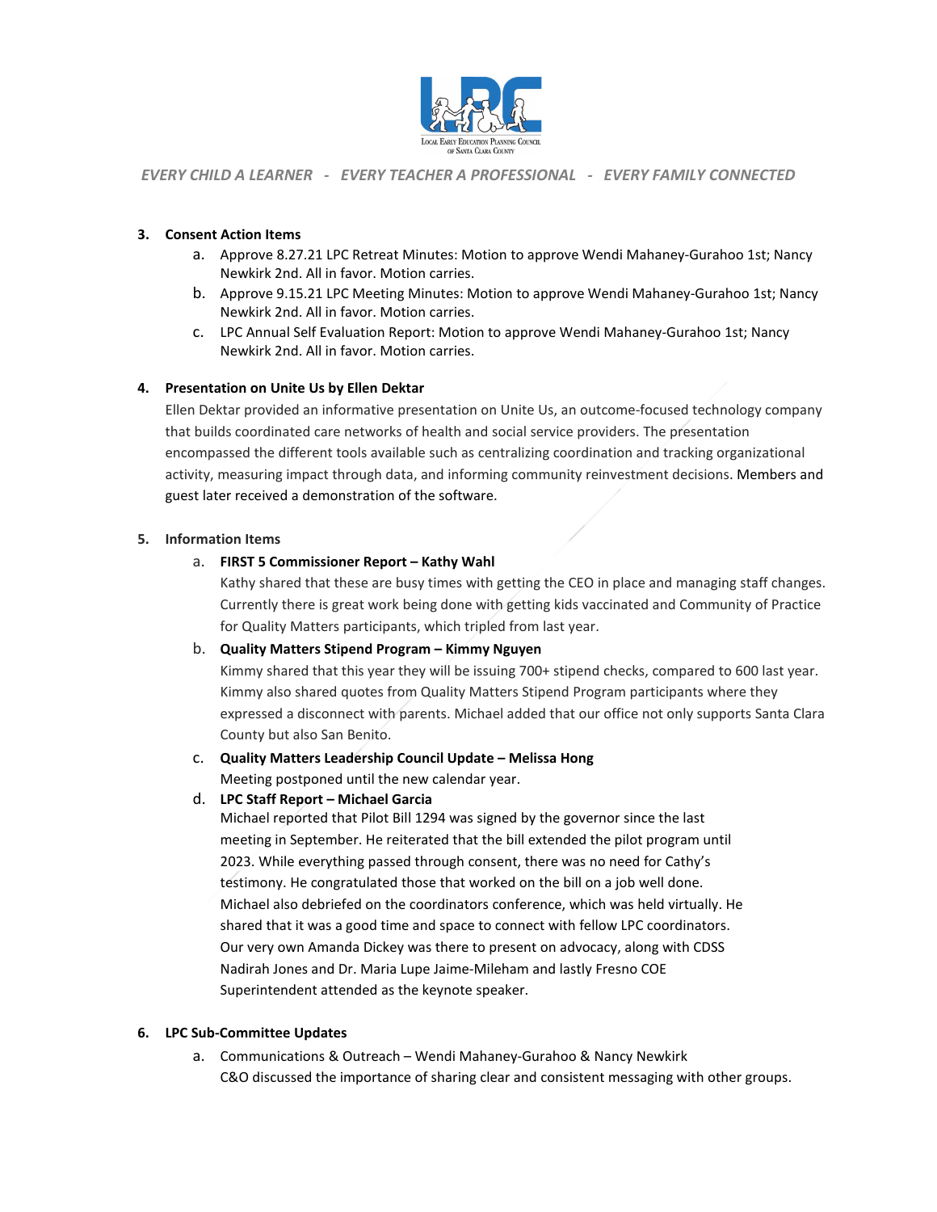*EVERY CHILD A LEARNER - EVERY TEACHER A PROFESSIONAL - EVERY FAMILY CONNECTED*

3. **Consent Action Items**
   a. Approve 8.27.21 LPC Retreat Minutes: Motion to approve Wendi Mahaney-Gurahoo 1st; Nancy Newkirk 2nd. All in favor. Motion carries.
   b. Approve 9.15.21 LPC Meeting Minutes: Motion to approve Wendi Mahaney-Gurahoo 1st; Nancy Newkirk 2nd. All in favor. Motion carries.
   c. LPC Annual Self Evaluation Report: Motion to approve Wendi Mahaney-Gurahoo 1st; Nancy Newkirk 2nd. All in favor. Motion carries.

4. **Presentation on Unite Us by Ellen Dektar**

   Ellen Dektar provided an informative presentation on Unite Us, an outcome-focused technology company that builds coordinated care networks of health and social service providers. The presentation encompassed the different tools available such as centralizing coordination and tracking organizational activity, measuring impact through data, and informing community reinvestment decisions. Members and guest later received a demonstration of the software.

5. **Information Items**
   a. **FIRST 5 Commissioner Report – Kathy Wahl**

      Kathy shared that these are busy times with getting the CEO in place and managing staff changes. Currently there is great work being done with getting kids vaccinated and Community of Practice for Quality Matters participants, which tripled from last year.

   b. **Quality Matters Stipend Program – Kimmy Nguyen**

      Kimmy shared that this year they will be issuing 700+ stipend checks, compared to 600 last year. Kimmy also shared quotes from Quality Matters Stipend Program participants where they expressed a disconnect with parents. Michael added that our office not only supports Santa Clara County but also San Benito.

   c. **Quality Matters Leadership Council Update – Melissa Hong**

      Meeting postponed until the new calendar year.

   d. **LPC Staff Report – Michael Garcia**

      Michael reported that Pilot Bill 1294 was signed by the governor since the last meeting in September. He reiterated that the bill extended the pilot program until 2023. While everything passed through consent, there was no need for Cathy's testimony. He congratulated those that worked on the bill on a job well done.
      Michael also debriefed on the coordinators conference, which was held virtually. He shared that it was a good time and space to connect with fellow LPC coordinators. Our very own Amanda Dickey was there to present on advocacy, along with CDSS Nadirah Jones and Dr. Maria Lupe Jaime-Mileham and lastly Fresno COE Superintendent attended as the keynote speaker.

6. **LPC Sub-Committee Updates**
   a. Communications & Outreach – Wendi Mahaney-Gurahoo & Nancy Newkirk

      C&O discussed the importance of sharing clear and consistent messaging with other groups.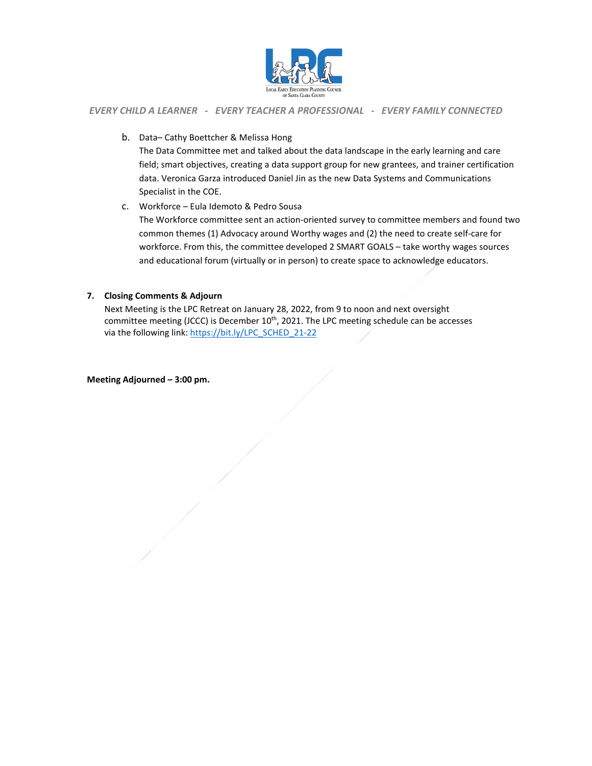EVERY CHILD A LEARNER - EVERY TEACHER A PROFESSIONAL - EVERY FAMILY CONNECTED

b. Data– Cathy Boettcher & Melissa Hong
   The Data Committee met and talked about the data landscape in the early learning and care field; smart objectives, creating a data support group for new grantees, and trainer certification data. Veronica Garza introduced Daniel Jin as the new Data Systems and Communications Specialist in the COE.

c. Workforce – Eula Idemoto & Pedro Sousa
   The Workforce committee sent an action-oriented survey to committee members and found two common themes (1) Advocacy around Worthy wages and (2) the need to create self-care for workforce. From this, the committee developed 2 SMART GOALS – take worthy wages sources and educational forum (virtually or in person) to create space to acknowledge educators.

**7. Closing Comments & Adjourn**

Next Meeting is the LPC Retreat on January 28, 2022, from 9 to noon and next oversight committee meeting (JCCC) is December 10th, 2021. The LPC meeting schedule can be accesses via the following link: https://bit.ly/LPC_SCHED_21-22

**Meeting Adjourned – 3:00 pm.**